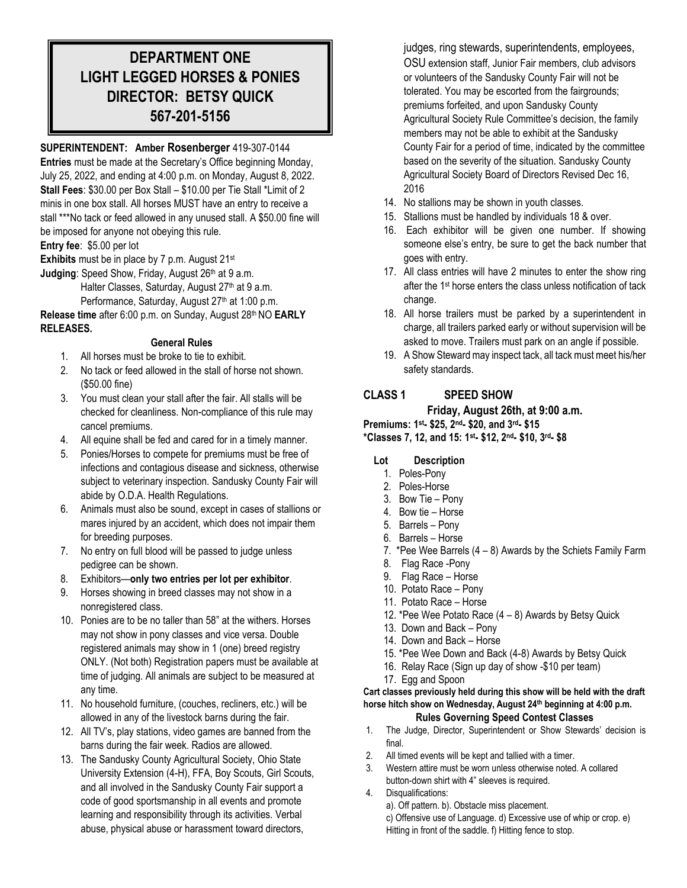# DEPARTMENT ONE
# LIGHT LEGGED HORSES & PONIES
# DIRECTOR: BETSY QUICK
# 567-201-5156

**SUPERINTENDENT: Amber Rosenberger** 419-307-0144

**Entries** must be made at the Secretary's Office beginning Monday, July 25, 2022, and ending at 4:00 p.m. on Monday, August 8, 2022.

**Stall Fees**: $30.00 per Box Stall – $10.00 per Tie Stall *Limit of 2 minis in one box stall. All horses MUST have an entry to receive a stall ***No tack or feed allowed in any unused stall. A $50.00 fine will be imposed for anyone not obeying this rule.

**Entry fee**: $5.00 per lot

**Exhibits** must be in place by 7 p.m. August 21st

**Judging**: Speed Show, Friday, August 26th at 9 a.m.
Halter Classes, Saturday, August 27th at 9 a.m.
Performance, Saturday, August 27th at 1:00 p.m.

**Release time** after 6:00 p.m. on Sunday, August 28th NO **EARLY RELEASES.**

### General Rules

1. All horses must be broke to tie to exhibit.
2. No tack or feed allowed in the stall of horse not shown. ($50.00 fine)
3. You must clean your stall after the fair. All stalls will be checked for cleanliness. Non-compliance of this rule may cancel premiums.
4. All equine shall be fed and cared for in a timely manner.
5. Ponies/Horses to compete for premiums must be free of infections and contagious disease and sickness, otherwise subject to veterinary inspection. Sandusky County Fair will abide by O.D.A. Health Regulations.
6. Animals must also be sound, except in cases of stallions or mares injured by an accident, which does not impair them for breeding purposes.
7. No entry on full blood will be passed to judge unless pedigree can be shown.
8. Exhibitors—**only two entries per lot per exhibitor**.
9. Horses showing in breed classes may not show in a nonregistered class.
10. Ponies are to be no taller than 58" at the withers. Horses may not show in pony classes and vice versa. Double registered animals may show in 1 (one) breed registry ONLY. (Not both) Registration papers must be available at time of judging. All animals are subject to be measured at any time.
11. No household furniture, (couches, recliners, etc.) will be allowed in any of the livestock barns during the fair.
12. All TV's, play stations, video games are banned from the barns during the fair week. Radios are allowed.
13. The Sandusky County Agricultural Society, Ohio State University Extension (4-H), FFA, Boy Scouts, Girl Scouts, and all involved in the Sandusky County Fair support a code of good sportsmanship in all events and promote learning and responsibility through its activities. Verbal abuse, physical abuse or harassment toward directors, judges, ring stewards, superintendents, employees, OSU extension staff, Junior Fair members, club advisors or volunteers of the Sandusky County Fair will not be tolerated. You may be escorted from the fairgrounds; premiums forfeited, and upon Sandusky County Agricultural Society Rule Committee's decision, the family members may not be able to exhibit at the Sandusky County Fair for a period of time, indicated by the committee based on the severity of the situation. Sandusky County Agricultural Society Board of Directors Revised Dec 16, 2016
14. No stallions may be shown in youth classes.
15. Stallions must be handled by individuals 18 & over.
16. Each exhibitor will be given one number. If showing someone else's entry, be sure to get the back number that goes with entry.
17. All class entries will have 2 minutes to enter the show ring after the 1st horse enters the class unless notification of tack change.
18. All horse trailers must be parked by a superintendent in charge, all trailers parked early or without supervision will be asked to move. Trailers must park on an angle if possible.
19. A Show Steward may inspect tack, all tack must meet his/her safety standards.

## CLASS 1 SPEED SHOW

**Friday, August 26th, at 9:00 a.m.**

**Premiums: 1st- $25, 2nd- $20, and 3rd- $15**
***Classes 7, 12, and 15: 1st- $12, 2nd- $10, 3rd- $8**

| Lot | Description |
|---|---|
| 1. | Poles-Pony |
| 2. | Poles-Horse |
| 3. | Bow Tie – Pony |
| 4. | Bow tie – Horse |
| 5. | Barrels – Pony |
| 6. | Barrels – Horse |
| 7. | *Pee Wee Barrels (4 – 8) Awards by the Schiets Family Farm |
| 8. | Flag Race -Pony |
| 9. | Flag Race – Horse |
| 10. | Potato Race – Pony |
| 11. | Potato Race – Horse |
| 12. | *Pee Wee Potato Race (4 – 8) Awards by Betsy Quick |
| 13. | Down and Back – Pony |
| 14. | Down and Back – Horse |
| 15. | *Pee Wee Down and Back (4-8) Awards by Betsy Quick |
| 16. | Relay Race (Sign up day of show -$10 per team) |
| 17. | Egg and Spoon |

**Cart classes previously held during this show will be held with the draft horse hitch show on Wednesday, August 24th beginning at 4:00 p.m.**

### Rules Governing Speed Contest Classes

1. The Judge, Director, Superintendent or Show Stewards' decision is final.
2. All timed events will be kept and tallied with a timer.
3. Western attire must be worn unless otherwise noted. A collared button-down shirt with 4" sleeves is required.
4. Disqualifications:
   a). Off pattern. b). Obstacle miss placement.
   c) Offensive use of Language. d) Excessive use of whip or crop. e) Hitting in front of the saddle. f) Hitting fence to stop.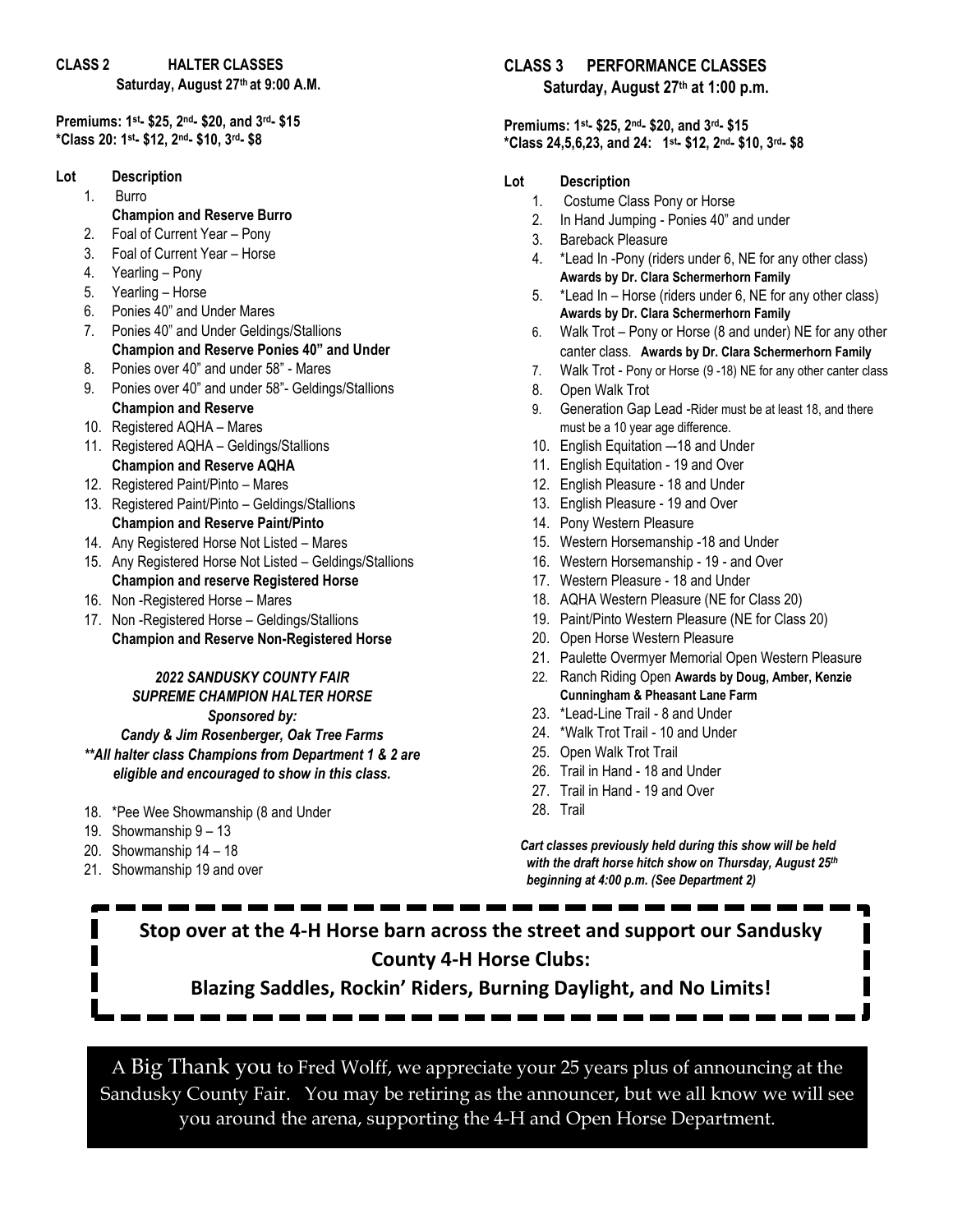**CLASS 2 HALTER CLASSES**
**Saturday, August 27th at 9:00 A.M.**

**Premiums: 1st- $25, 2nd- $20, and 3rd- $15**
***Class 20: 1st- $12, 2nd- $10, 3rd- $8**

**Lot Description**

1. Burro
   **Champion and Reserve Burro**
2. Foal of Current Year – Pony
3. Foal of Current Year – Horse
4. Yearling – Pony
5. Yearling – Horse
6. Ponies 40" and Under Mares
7. Ponies 40" and Under Geldings/Stallions
   **Champion and Reserve Ponies 40" and Under**
8. Ponies over 40" and under 58" - Mares
9. Ponies over 40" and under 58"- Geldings/Stallions
   **Champion and Reserve**
10. Registered AQHA – Mares
11. Registered AQHA – Geldings/Stallions
    **Champion and Reserve AQHA**
12. Registered Paint/Pinto – Mares
13. Registered Paint/Pinto – Geldings/Stallions
    **Champion and Reserve Paint/Pinto**
14. Any Registered Horse Not Listed – Mares
15. Any Registered Horse Not Listed – Geldings/Stallions
    **Champion and reserve Registered Horse**
16. Non -Registered Horse – Mares
17. Non -Registered Horse – Geldings/Stallions
    **Champion and Reserve Non-Registered Horse**

***2022 SANDUSKY COUNTY FAIR***
***SUPREME CHAMPION HALTER HORSE***
***Sponsored by:***
***Candy & Jim Rosenberger, Oak Tree Farms***
***\*\*All halter class Champions from Department 1 & 2 are eligible and encouraged to show in this class.***

18. *Pee Wee Showmanship (8 and Under
19. Showmanship 9 – 13
20. Showmanship 14 – 18
21. Showmanship 19 and over

**CLASS 3 PERFORMANCE CLASSES**
**Saturday, August 27th at 1:00 p.m.**

**Premiums: 1st- $25, 2nd- $20, and 3rd- $15**
***Class 24,5,6,23, and 24: 1st- $12, 2nd- $10, 3rd- $8**

**Lot Description**

1. Costume Class Pony or Horse
2. In Hand Jumping - Ponies 40" and under
3. Bareback Pleasure
4. *Lead In -Pony (riders under 6, NE for any other class)
   **Awards by Dr. Clara Schermerhorn Family**
5. *Lead In – Horse (riders under 6, NE for any other class)
   **Awards by Dr. Clara Schermerhorn Family**
6. Walk Trot – Pony or Horse (8 and under) NE for any other canter class. **Awards by Dr. Clara Schermerhorn Family**
7. Walk Trot - Pony or Horse (9 -18) NE for any other canter class
8. Open Walk Trot
9. Generation Gap Lead -Rider must be at least 18, and there must be a 10 year age difference.
10. English Equitation –-18 and Under
11. English Equitation - 19 and Over
12. English Pleasure - 18 and Under
13. English Pleasure - 19 and Over
14. Pony Western Pleasure
15. Western Horsemanship -18 and Under
16. Western Horsemanship - 19 - and Over
17. Western Pleasure - 18 and Under
18. AQHA Western Pleasure (NE for Class 20)
19. Paint/Pinto Western Pleasure (NE for Class 20)
20. Open Horse Western Pleasure
21. Paulette Overmyer Memorial Open Western Pleasure
22. Ranch Riding Open **Awards by Doug, Amber, Kenzie Cunningham & Pheasant Lane Farm**
23. *Lead-Line Trail - 8 and Under
24. *Walk Trot Trail - 10 and Under
25. Open Walk Trot Trail
26. Trail in Hand - 18 and Under
27. Trail in Hand - 19 and Over
28. Trail

***Cart classes previously held during this show will be held with the draft horse hitch show on Thursday, August 25th beginning at 4:00 p.m. (See Department 2)***

**Stop over at the 4-H Horse barn across the street and support our Sandusky County 4-H Horse Clubs:**

**Blazing Saddles, Rockin' Riders, Burning Daylight, and No Limits!**

A Big Thank you to Fred Wolff, we appreciate your 25 years plus of announcing at the Sandusky County Fair. You may be retiring as the announcer, but we all know we will see you around the arena, supporting the 4-H and Open Horse Department.